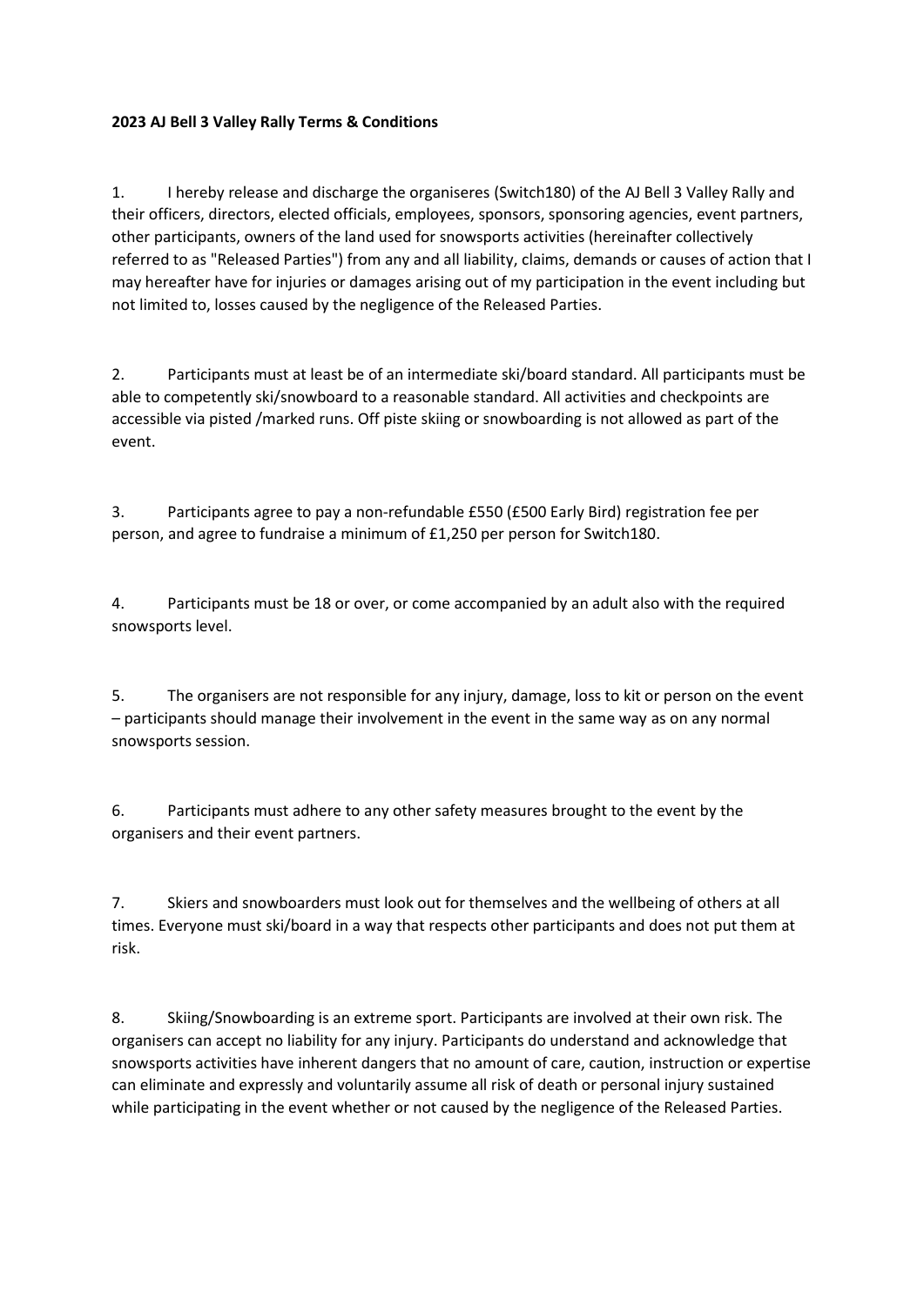**2023 AJ Bell 3 Valley Rally Terms & Conditions**

1. I hereby release and discharge the organiseres (Switch180) of the AJ Bell 3 Valley Rally and their officers, directors, elected officials, employees, sponsors, sponsoring agencies, event partners, other participants, owners of the land used for snowsports activities (hereinafter collectively referred to as "Released Parties") from any and all liability, claims, demands or causes of action that I may hereafter have for injuries or damages arising out of my participation in the event including but not limited to, losses caused by the negligence of the Released Parties.

2. Participants must at least be of an intermediate ski/board standard. All participants must be able to competently ski/snowboard to a reasonable standard. All activities and checkpoints are accessible via pisted /marked runs. Off piste skiing or snowboarding is not allowed as part of the event.

3. Participants agree to pay a non-refundable £550 (£500 Early Bird) registration fee per person, and agree to fundraise a minimum of £1,250 per person for Switch180.

4. Participants must be 18 or over, or come accompanied by an adult also with the required snowsports level.

5. The organisers are not responsible for any injury, damage, loss to kit or person on the event – participants should manage their involvement in the event in the same way as on any normal snowsports session.

6. Participants must adhere to any other safety measures brought to the event by the organisers and their event partners.

7. Skiers and snowboarders must look out for themselves and the wellbeing of others at all times. Everyone must ski/board in a way that respects other participants and does not put them at risk.

8. Skiing/Snowboarding is an extreme sport. Participants are involved at their own risk. The organisers can accept no liability for any injury. Participants do understand and acknowledge that snowsports activities have inherent dangers that no amount of care, caution, instruction or expertise can eliminate and expressly and voluntarily assume all risk of death or personal injury sustained while participating in the event whether or not caused by the negligence of the Released Parties.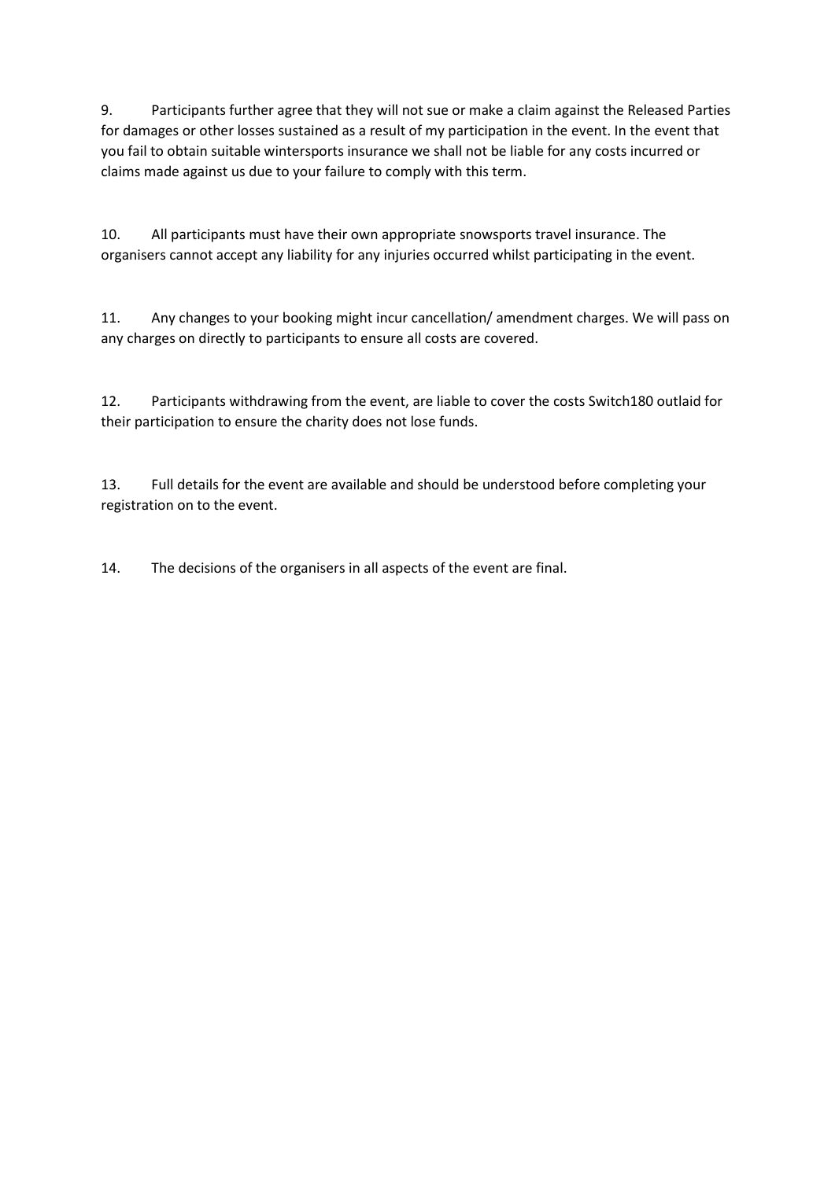9. Participants further agree that they will not sue or make a claim against the Released Parties for damages or other losses sustained as a result of my participation in the event. In the event that you fail to obtain suitable wintersports insurance we shall not be liable for any costs incurred or claims made against us due to your failure to comply with this term.

10. All participants must have their own appropriate snowsports travel insurance. The organisers cannot accept any liability for any injuries occurred whilst participating in the event.

11. Any changes to your booking might incur cancellation/ amendment charges. We will pass on any charges on directly to participants to ensure all costs are covered.

12. Participants withdrawing from the event, are liable to cover the costs Switch180 outlaid for their participation to ensure the charity does not lose funds.

13. Full details for the event are available and should be understood before completing your registration on to the event.

14. The decisions of the organisers in all aspects of the event are final.